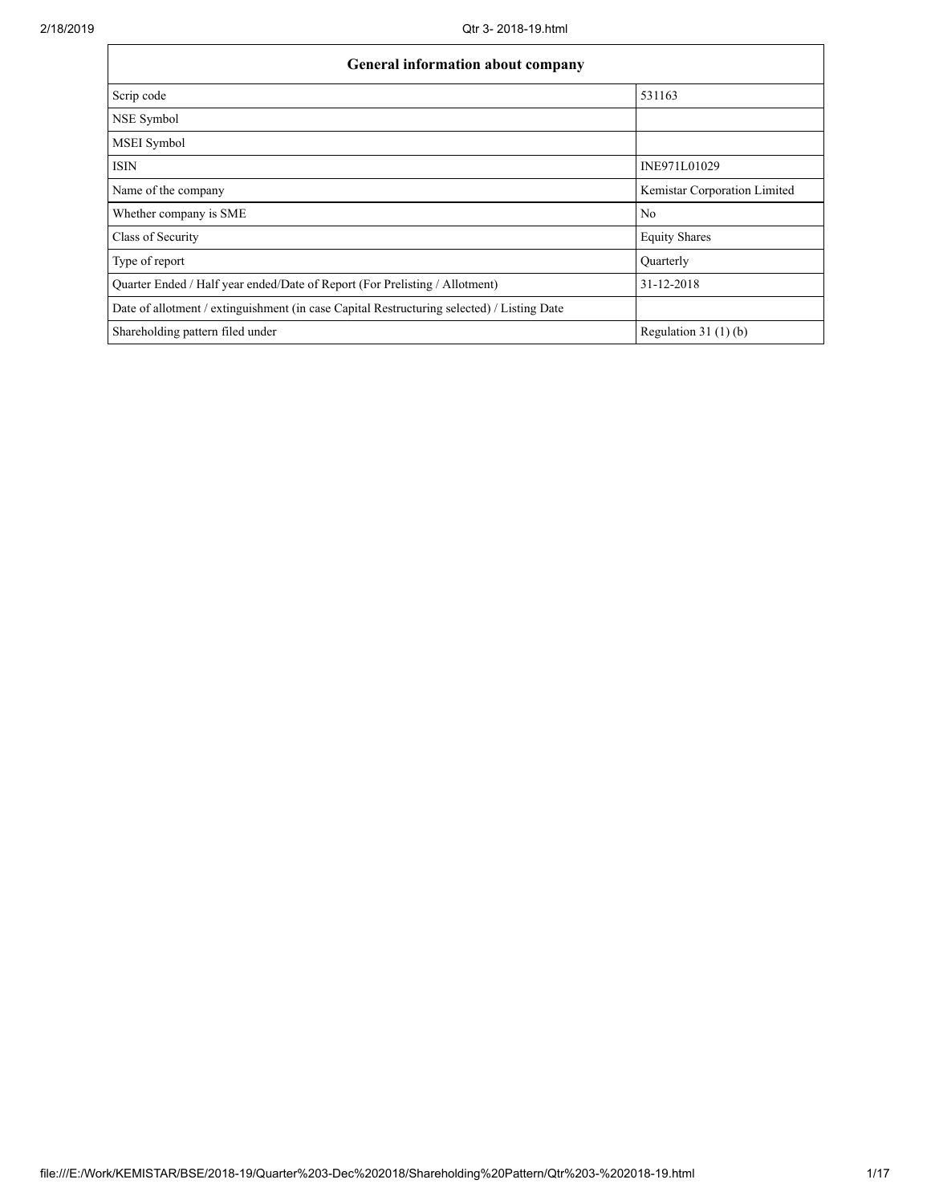| General information about company | |
|---|---|
| Scrip code | 531163 |
| NSE Symbol | |
| MSEI Symbol | |
| ISIN | INE971L01029 |
| Name of the company | Kemistar Corporation Limited |
| Whether company is SME | No |
| Class of Security | Equity Shares |
| Type of report | Quarterly |
| Quarter Ended / Half year ended/Date of Report (For Prelisting / Allotment) | 31-12-2018 |
| Date of allotment / extinguishment (in case Capital Restructuring selected) / Listing Date | |
| Shareholding pattern filed under | Regulation 31 (1) (b) |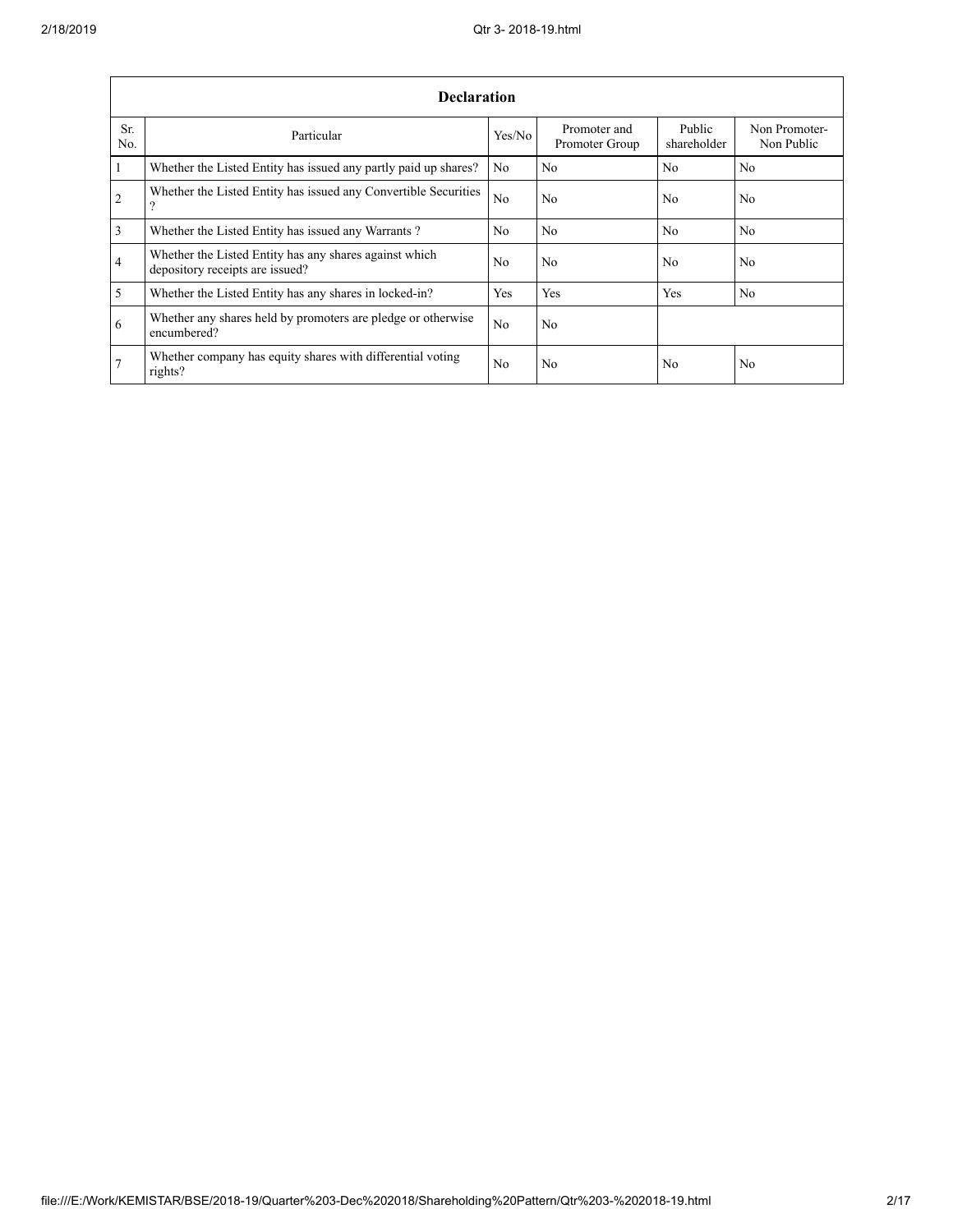| Declaration | | | | | |
|---|---|---|---|---|---|
| Sr. No. | Particular | Yes/No | Promoter and Promoter Group | Public shareholder | Non Promoter- Non Public |
| 1 | Whether the Listed Entity has issued any partly paid up shares? | No | No | No | No |
| 2 | Whether the Listed Entity has issued any Convertible Securities ? | No | No | No | No |
| 3 | Whether the Listed Entity has issued any Warrants ? | No | No | No | No |
| 4 | Whether the Listed Entity has any shares against which depository receipts are issued? | No | No | No | No |
| 5 | Whether the Listed Entity has any shares in locked-in? | Yes | Yes | Yes | No |
| 6 | Whether any shares held by promoters are pledge or otherwise encumbered? | No | No | | |
| 7 | Whether company has equity shares with differential voting rights? | No | No | No | No |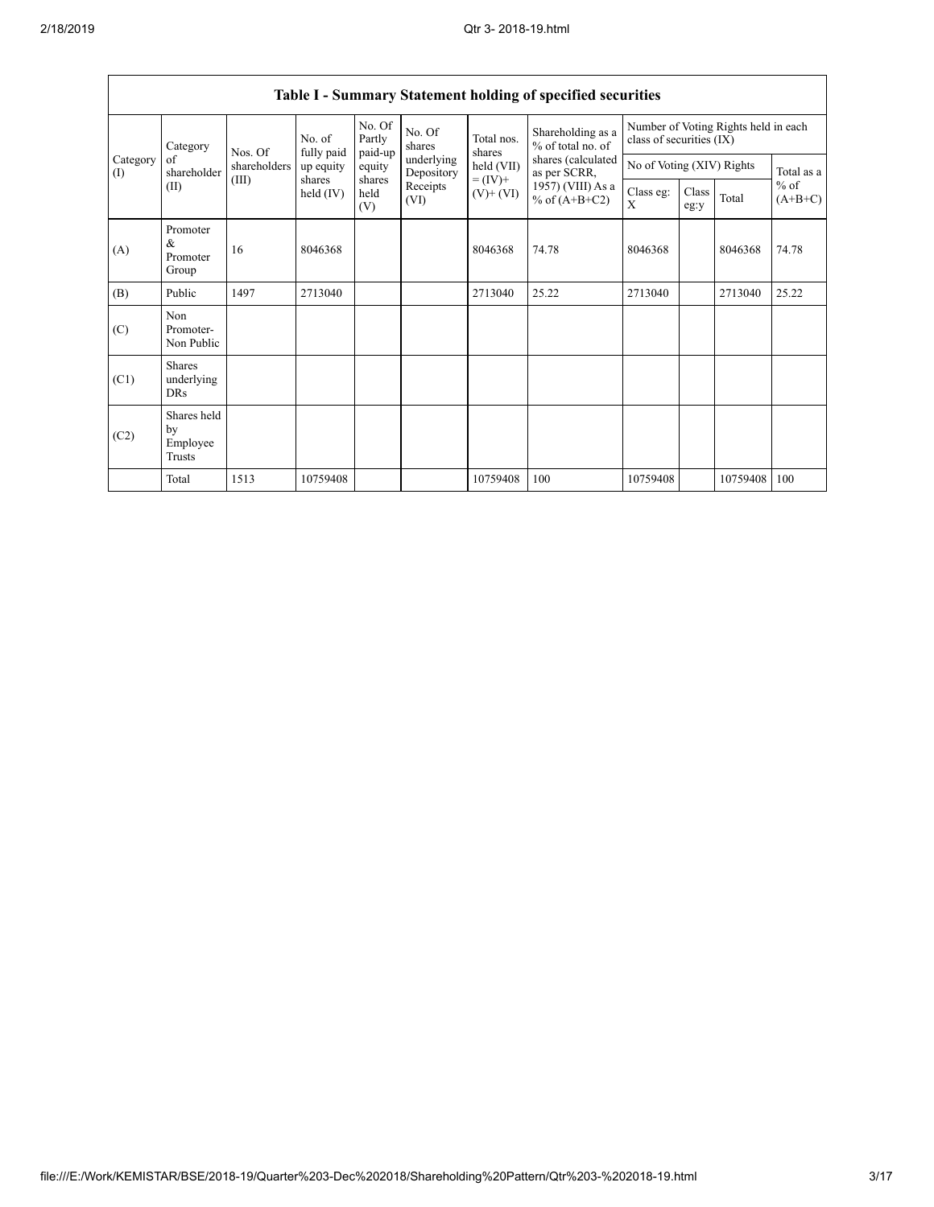## Table I - Summary Statement holding of specified securities

| Category (I) | Category of shareholder (II) | Nos. Of shareholders (III) | No. of fully paid up equity shares held (IV) | No. Of Partly paid-up equity shares held (V) | No. Of shares underlying Depository Receipts (VI) | Total nos. shares held (VII) = (IV)+(V)+ (VI) | Shareholding as a % of total no. of shares (calculated as per SCRR, 1957) (VIII) As a % of (A+B+C2) | Number of Voting Rights held in each class of securities (IX) | | | |
|---|---|---|---|---|---|---|---|---|---|---|---|
| | | | | | | | | No of Voting (XIV) Rights | | | Total as a % of (A+B+C) |
| | | | | | | | | Class eg: X | Class eg:y | Total | |
| (A) | Promoter & Promoter Group | 16 | 8046368 | | | 8046368 | 74.78 | 8046368 | | 8046368 | 74.78 |
| (B) | Public | 1497 | 2713040 | | | 2713040 | 25.22 | 2713040 | | 2713040 | 25.22 |
| (C) | Non Promoter- Non Public | | | | | | | | | | |
| (C1) | Shares underlying DRs | | | | | | | | | | |
| (C2) | Shares held by Employee Trusts | | | | | | | | | | |
| | Total | 1513 | 10759408 | | | 10759408 | 100 | 10759408 | | 10759408 | 100 |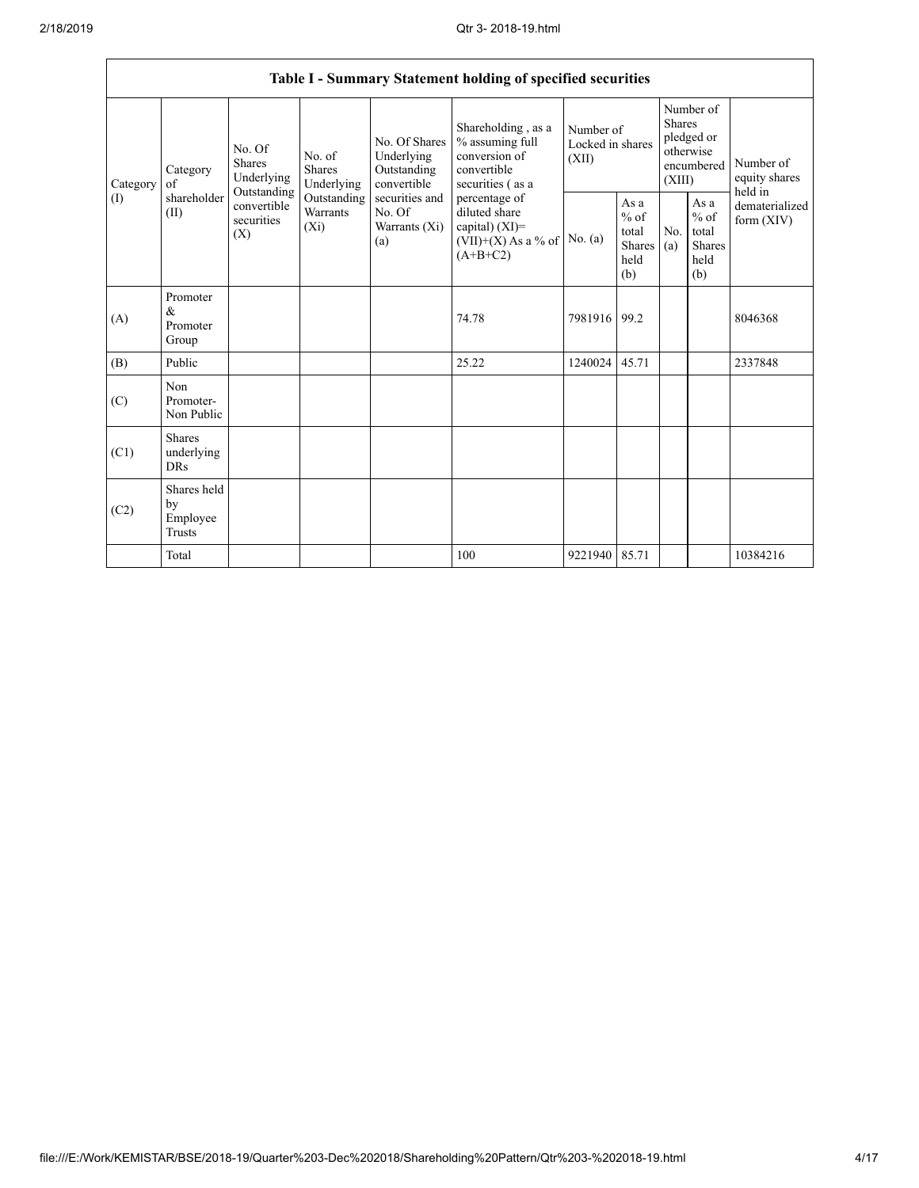| Table I - Summary Statement holding of specified securities | | | | | | | | | | |
|---|---|---|---|---|---|---|---|---|---|---|
| Category (I) | Category of shareholder (II) | No. Of Shares Underlying Outstanding convertible securities (X) | No. of Shares Underlying Outstanding Warrants (Xi) | No. Of Shares Underlying Outstanding convertible securities and No. Of Warrants (Xi) (a) | Shareholding , as a % assuming full conversion of convertible securities ( as a percentage of diluted share capital) (XI)= (VII)+(X) As a % of (A+B+C2) | Number of Locked in shares (XII) | | Number of Shares pledged or otherwise encumbered (XIII) | | Number of equity shares held in dematerialized form (XIV) |
| | | | | | | No. (a) | As a % of total Shares held (b) | No. (a) | As a % of total Shares held (b) | |
| (A) | Promoter & Promoter Group | | | | 74.78 | 7981916 | 99.2 | | | 8046368 |
| (B) | Public | | | | 25.22 | 1240024 | 45.71 | | | 2337848 |
| (C) | Non Promoter- Non Public | | | | | | | | | |
| (C1) | Shares underlying DRs | | | | | | | | | |
| (C2) | Shares held by Employee Trusts | | | | | | | | | |
| | Total | | | | 100 | 9221940 | 85.71 | | | 10384216 |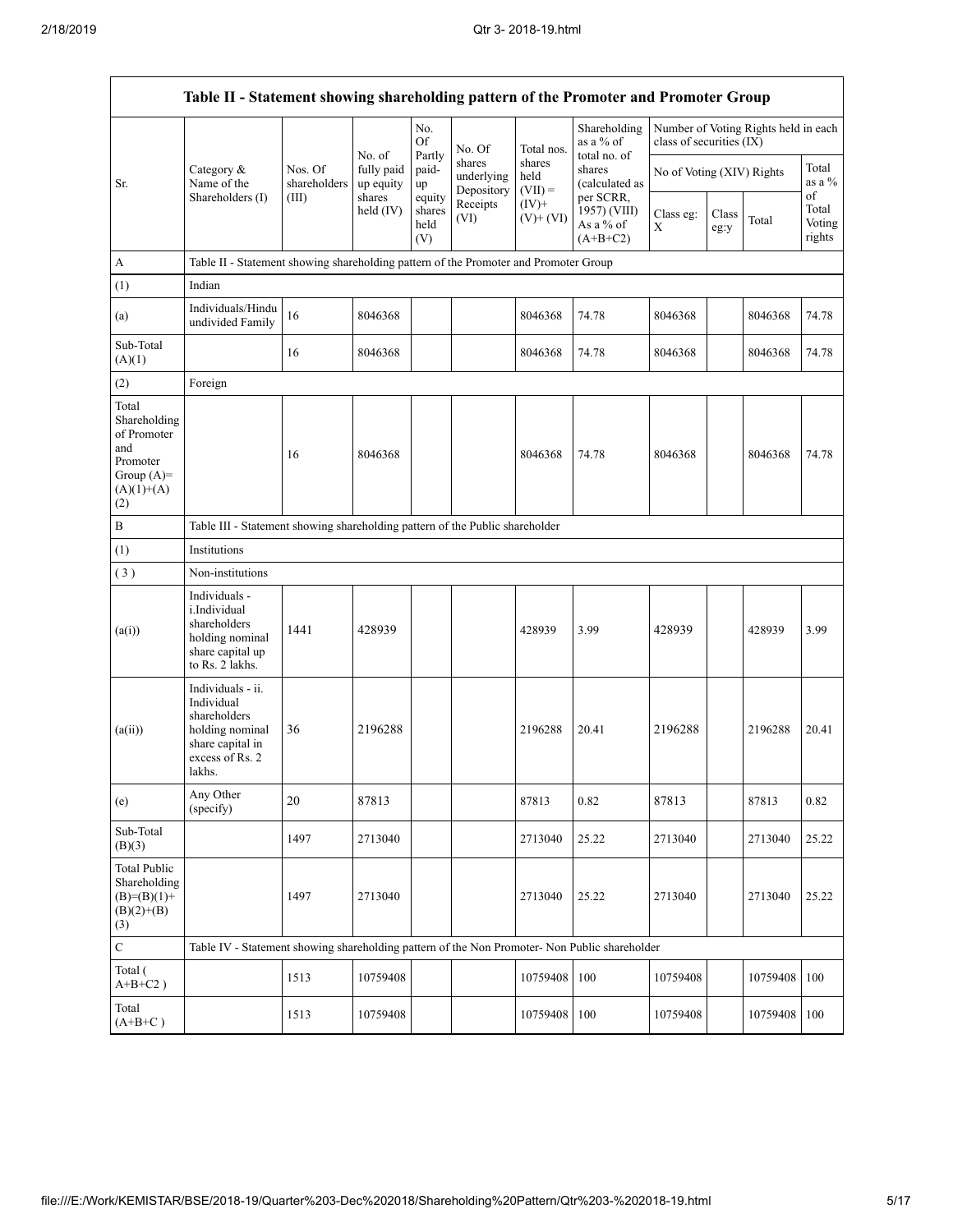| Table II - Statement showing shareholding pattern of the Promoter and Promoter Group | | | | | | | | | | | | |
|---|---|---|---|---|---|---|---|---|---|---|---|---|
| Sr. | Category & Name of the Shareholders (I) | Nos. Of shareholders (III) | No. of fully paid up equity shares held (IV) | No. Of Partly paid-up equity shares held (V) | No. Of shares underlying Depository Receipts (VI) | Total nos. shares held (VII) = (IV)+ (V)+ (VI) | Shareholding as a % of total no. of shares (calculated as per SCRR, 1957) (VIII) As a % of (A+B+C2) | Number of Voting Rights held in each class of securities (IX) | | | |
| | | | | | | | | No of Voting (XIV) Rights | | | Total as a % of Total Voting rights |
| | | | | | | | | Class eg: X | Class eg:y | Total | |
| A | Table II - Statement showing shareholding pattern of the Promoter and Promoter Group | | | | | | | | | | |
| (1) | Indian | | | | | | | | | | |
| (a) | Individuals/Hindu undivided Family | 16 | 8046368 | | | 8046368 | 74.78 | 8046368 | | 8046368 | 74.78 |
| Sub-Total (A)(1) | | 16 | 8046368 | | | 8046368 | 74.78 | 8046368 | | 8046368 | 74.78 |
| (2) | Foreign | | | | | | | | | | |
| Total Shareholding of Promoter and Promoter Group (A)=(A)(1)+(A)(2) | | 16 | 8046368 | | | 8046368 | 74.78 | 8046368 | | 8046368 | 74.78 |
| B | Table III - Statement showing shareholding pattern of the Public shareholder | | | | | | | | | | |
| (1) | Institutions | | | | | | | | | | |
| (3) | Non-institutions | | | | | | | | | | |
| (a(i)) | Individuals - i.Individual shareholders holding nominal share capital up to Rs. 2 lakhs. | 1441 | 428939 | | | 428939 | 3.99 | 428939 | | 428939 | 3.99 |
| (a(ii)) | Individuals - ii. Individual shareholders holding nominal share capital in excess of Rs. 2 lakhs. | 36 | 2196288 | | | 2196288 | 20.41 | 2196288 | | 2196288 | 20.41 |
| (e) | Any Other (specify) | 20 | 87813 | | | 87813 | 0.82 | 87813 | | 87813 | 0.82 |
| Sub-Total (B)(3) | | 1497 | 2713040 | | | 2713040 | 25.22 | 2713040 | | 2713040 | 25.22 |
| Total Public Shareholding (B)=(B)(1)+(B)(2)+(B)(3) | | 1497 | 2713040 | | | 2713040 | 25.22 | 2713040 | | 2713040 | 25.22 |
| C | Table IV - Statement showing shareholding pattern of the Non Promoter- Non Public shareholder | | | | | | | | | | |
| Total (A+B+C2 ) | | 1513 | 10759408 | | | 10759408 | 100 | 10759408 | | 10759408 | 100 |
| Total (A+B+C ) | | 1513 | 10759408 | | | 10759408 | 100 | 10759408 | | 10759408 | 100 |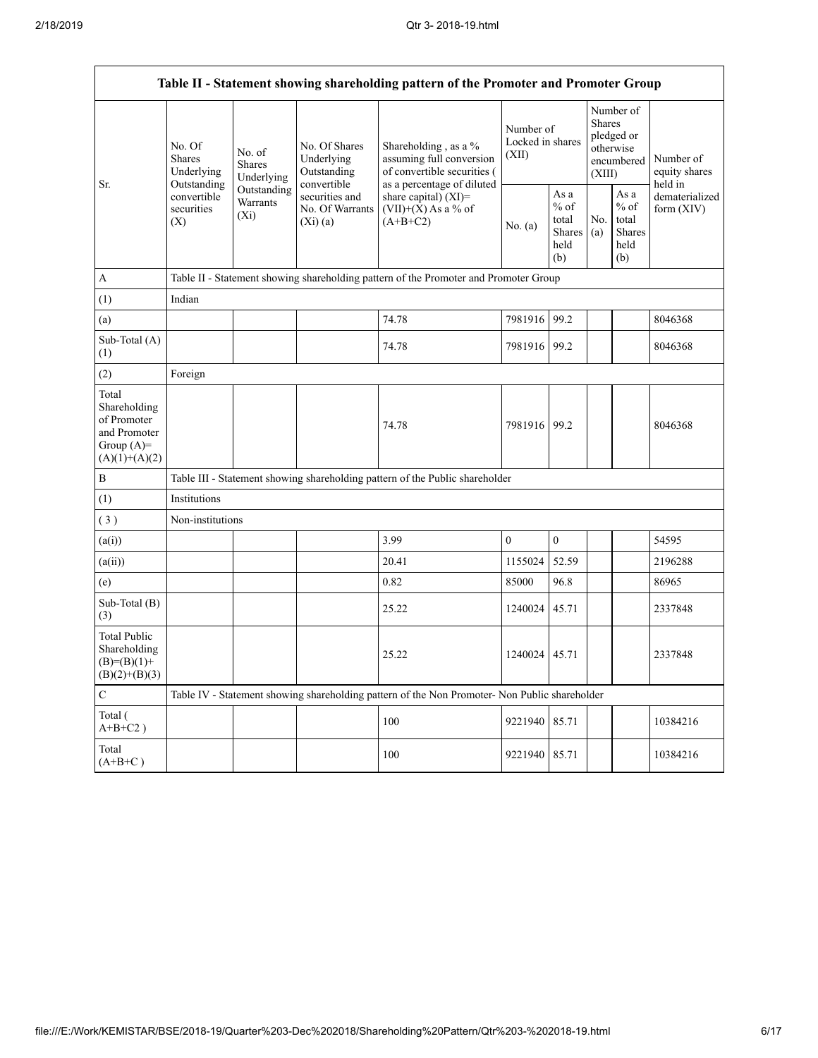| Table II - Statement showing shareholding pattern of the Promoter and Promoter Group | | | | | | | | | | |
|---|---|---|---|---|---|---|---|---|---|---|
| Sr. | No. Of Shares Underlying Outstanding convertible securities (X) | No. of Shares Underlying Outstanding Warrants (Xi) | No. Of Shares Underlying Outstanding convertible securities and No. Of Warrants (Xi) (a) | Shareholding , as a % assuming full conversion of convertible securities ( as a percentage of diluted share capital) (XI)= (VII)+(X) As a % of (A+B+C2) | Number of Locked in shares (XII) | | Number of Shares pledged or otherwise encumbered (XIII) | | Number of equity shares held in dematerialized form (XIV) |
| | | | | | No. (a) | As a % of total Shares held (b) | No. (a) | As a % of total Shares held (b) | |
| A | Table II - Statement showing shareholding pattern of the Promoter and Promoter Group | | | | | | | | |
| (1) | Indian | | | | | | | | |
| (a) | | | | 74.78 | 7981916 | 99.2 | | | 8046368 |
| Sub-Total (A) (1) | | | | 74.78 | 7981916 | 99.2 | | | 8046368 |
| (2) | Foreign | | | | | | | | |
| Total Shareholding of Promoter and Promoter Group (A)= (A)(1)+(A)(2) | | | | 74.78 | 7981916 | 99.2 | | | 8046368 |
| B | Table III - Statement showing shareholding pattern of the Public shareholder | | | | | | | | |
| (1) | Institutions | | | | | | | | |
| ( 3 ) | Non-institutions | | | | | | | | |
| (a(i)) | | | | 3.99 | 0 | 0 | | | 54595 |
| (a(ii)) | | | | 20.41 | 1155024 | 52.59 | | | 2196288 |
| (e) | | | | 0.82 | 85000 | 96.8 | | | 86965 |
| Sub-Total (B) (3) | | | | 25.22 | 1240024 | 45.71 | | | 2337848 |
| Total Public Shareholding (B)=(B)(1)+ (B)(2)+(B)(3) | | | | 25.22 | 1240024 | 45.71 | | | 2337848 |
| C | Table IV - Statement showing shareholding pattern of the Non Promoter- Non Public shareholder | | | | | | | | |
| Total ( A+B+C2 ) | | | | 100 | 9221940 | 85.71 | | | 10384216 |
| Total (A+B+C ) | | | | 100 | 9221940 | 85.71 | | | 10384216 |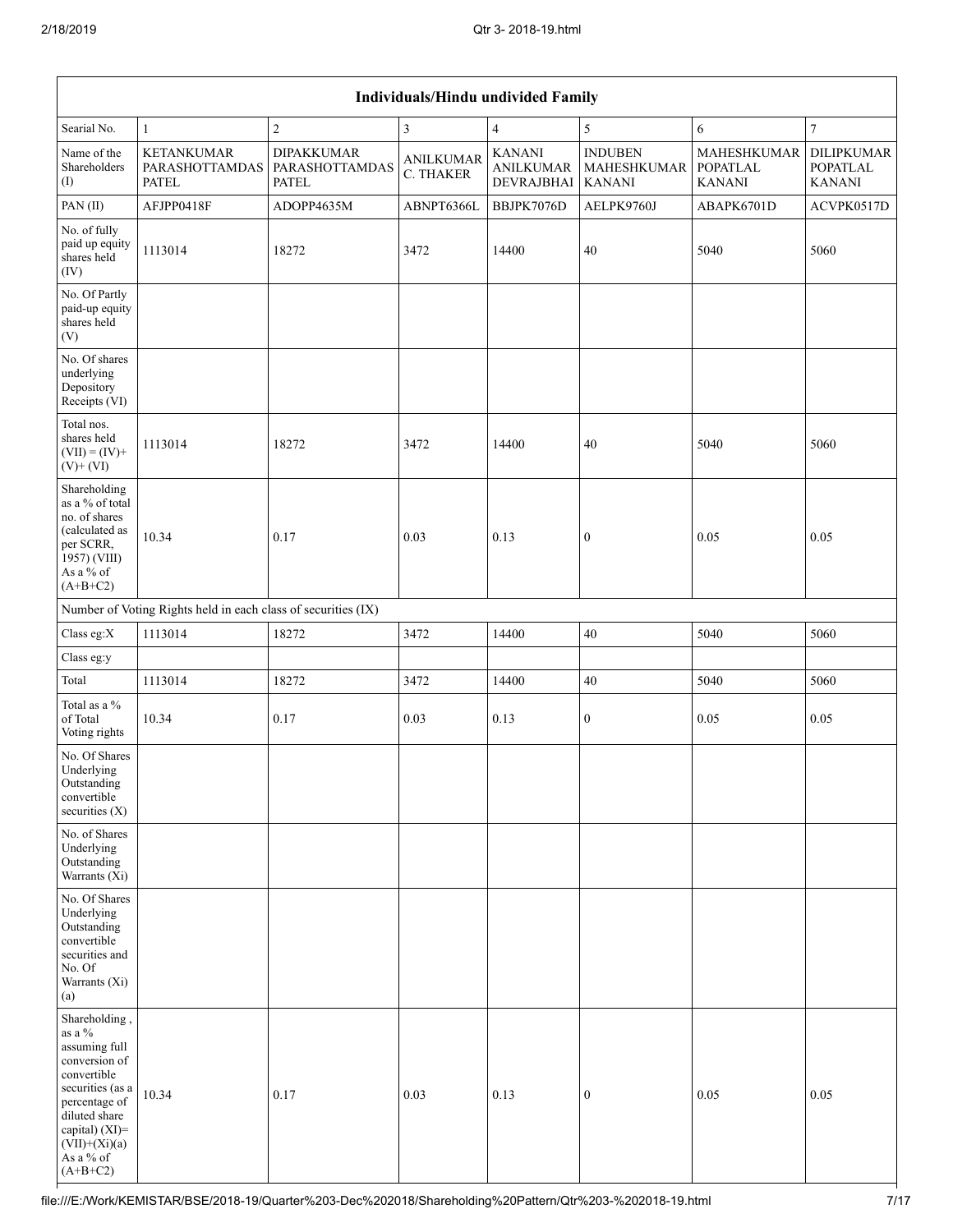| Individuals/Hindu undivided Family | | | | | | | |
|---|---|---|---|---|---|---|---|
| Searial No. | 1 | 2 | 3 | 4 | 5 | 6 | 7 |
| Name of the Shareholders (I) | KETANKUMAR PARASHOTTAMDAS PATEL | DIPAKKUMAR PARASHOTTAMDAS PATEL | ANILKUMAR C. THAKER | KANANI ANILKUMAR DEVRAJBHAI | INDUBEN MAHESHKUMAR KANANI | MAHESHKUMAR POPATLAL KANANI | DILIPKUMAR POPATLAL KANANI |
| PAN (II) | AFJPP0418F | ADOPP4635M | ABNPT6366L | BBJPK7076D | AELPK9760J | ABAPK6701D | ACVPK0517D |
| No. of fully paid up equity shares held (IV) | 1113014 | 18272 | 3472 | 14400 | 40 | 5040 | 5060 |
| No. Of Partly paid-up equity shares held (V) | | | | | | | |
| No. Of shares underlying Depository Receipts (VI) | | | | | | | |
| Total nos. shares held (VII) = (IV)+ (V)+ (VI) | 1113014 | 18272 | 3472 | 14400 | 40 | 5040 | 5060 |
| Shareholding as a % of total no. of shares (calculated as per SCRR, 1957) (VIII) As a % of (A+B+C2) | 10.34 | 0.17 | 0.03 | 0.13 | 0 | 0.05 | 0.05 |
| Number of Voting Rights held in each class of securities (IX) | | | | | | | |
| Class eg:X | 1113014 | 18272 | 3472 | 14400 | 40 | 5040 | 5060 |
| Class eg:y | | | | | | | |
| Total | 1113014 | 18272 | 3472 | 14400 | 40 | 5040 | 5060 |
| Total as a % of Total Voting rights | 10.34 | 0.17 | 0.03 | 0.13 | 0 | 0.05 | 0.05 |
| No. Of Shares Underlying Outstanding convertible securities (X) | | | | | | | |
| No. of Shares Underlying Outstanding Warrants (Xi) | | | | | | | |
| No. Of Shares Underlying Outstanding convertible securities and No. Of Warrants (Xi) (a) | | | | | | | |
| Shareholding , as a % assuming full conversion of convertible securities (as a percentage of diluted share capital) (XI)= (VII)+(Xi)(a) As a % of (A+B+C2) | 10.34 | 0.17 | 0.03 | 0.13 | 0 | 0.05 | 0.05 |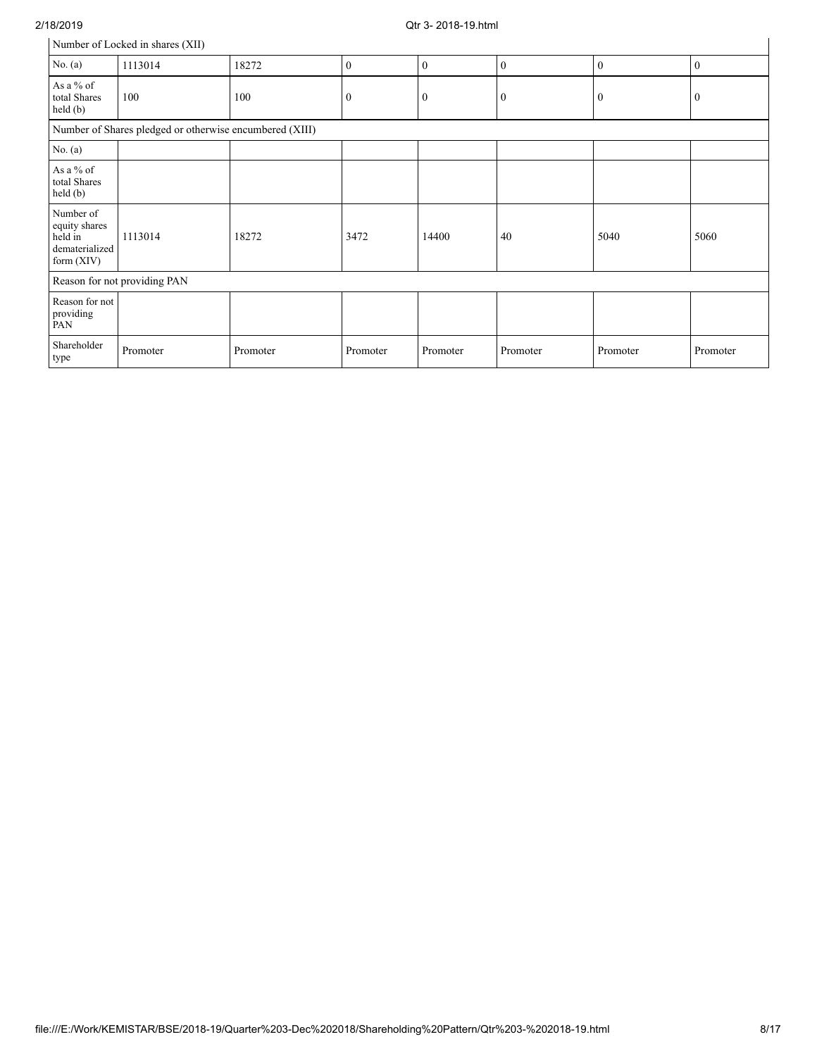| Number of Locked in shares (XII) | | | | | | | |
|---|---|---|---|---|---|---|---|
| No. (a) | 1113014 | 18272 | 0 | 0 | 0 | 0 | 0 |
| As a % of total Shares held (b) | 100 | 100 | 0 | 0 | 0 | 0 | 0 |
| Number of Shares pledged or otherwise encumbered (XIII) | | | | | | | |
| No. (a) | | | | | | | |
| As a % of total Shares held (b) | | | | | | | |
| Number of equity shares held in dematerialized form (XIV) | 1113014 | 18272 | 3472 | 14400 | 40 | 5040 | 5060 |
| Reason for not providing PAN | | | | | | | |
| Reason for not providing PAN | | | | | | | |
| Shareholder type | Promoter | Promoter | Promoter | Promoter | Promoter | Promoter | Promoter |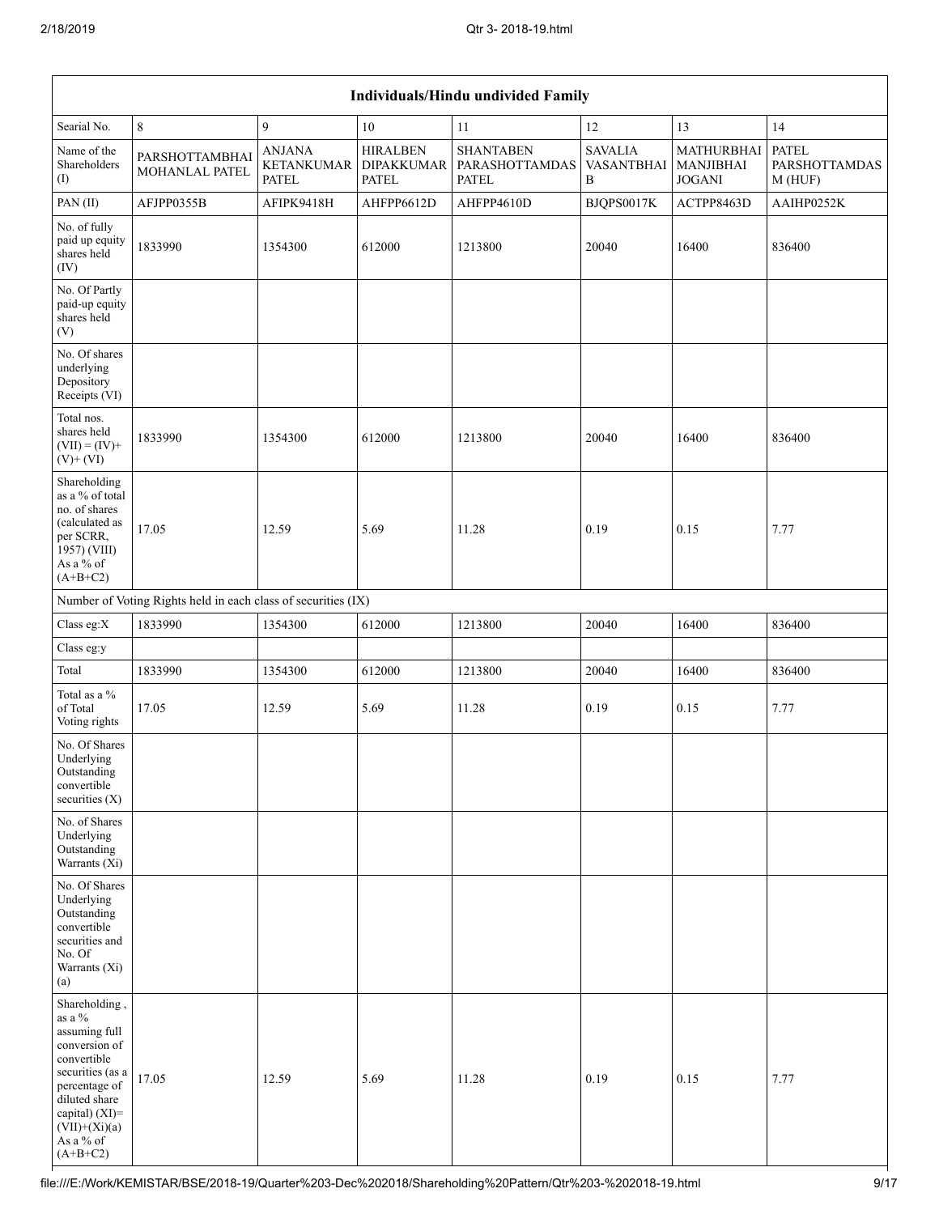| Individuals/Hindu undivided Family | | | | | | | |
|---|---|---|---|---|---|---|---|
| Searial No. | 8 | 9 | 10 | 11 | 12 | 13 | 14 |
| Name of the Shareholders (I) | PARSHOTTAMBHAI MOHANLAL PATEL | ANJANA KETANKUMAR PATEL | HIRALBEN DIPAKKUMAR PATEL | SHANTABEN PARASHOTTAMDAS PATEL | SAVALIA VASANTBHAI B | MATHURBHAI MANJIBHAI JOGANI | PATEL PARSHOTTAMDAS M (HUF) |
| PAN (II) | AFJPP0355B | AFIPK9418H | AHFPP6612D | AHFPP4610D | BJQPS0017K | ACTPP8463D | AAIHP0252K |
| No. of fully paid up equity shares held (IV) | 1833990 | 1354300 | 612000 | 1213800 | 20040 | 16400 | 836400 |
| No. Of Partly paid-up equity shares held (V) | | | | | | | |
| No. Of shares underlying Depository Receipts (VI) | | | | | | | |
| Total nos. shares held (VII) = (IV)+ (V)+ (VI) | 1833990 | 1354300 | 612000 | 1213800 | 20040 | 16400 | 836400 |
| Shareholding as a % of total no. of shares (calculated as per SCRR, 1957) (VIII) As a % of (A+B+C2) | 17.05 | 12.59 | 5.69 | 11.28 | 0.19 | 0.15 | 7.77 |
| Number of Voting Rights held in each class of securities (IX) | | | | | | | |
| Class eg:X | 1833990 | 1354300 | 612000 | 1213800 | 20040 | 16400 | 836400 |
| Class eg:y | | | | | | | |
| Total | 1833990 | 1354300 | 612000 | 1213800 | 20040 | 16400 | 836400 |
| Total as a % of Total Voting rights | 17.05 | 12.59 | 5.69 | 11.28 | 0.19 | 0.15 | 7.77 |
| No. Of Shares Underlying Outstanding convertible securities (X) | | | | | | | |
| No. of Shares Underlying Outstanding Warrants (Xi) | | | | | | | |
| No. Of Shares Underlying Outstanding convertible securities and No. Of Warrants (Xi) (a) | | | | | | | |
| Shareholding , as a % assuming full conversion of convertible securities (as a percentage of diluted share capital) (XI)= (VII)+(Xi)(a) As a % of (A+B+C2) | 17.05 | 12.59 | 5.69 | 11.28 | 0.19 | 0.15 | 7.77 |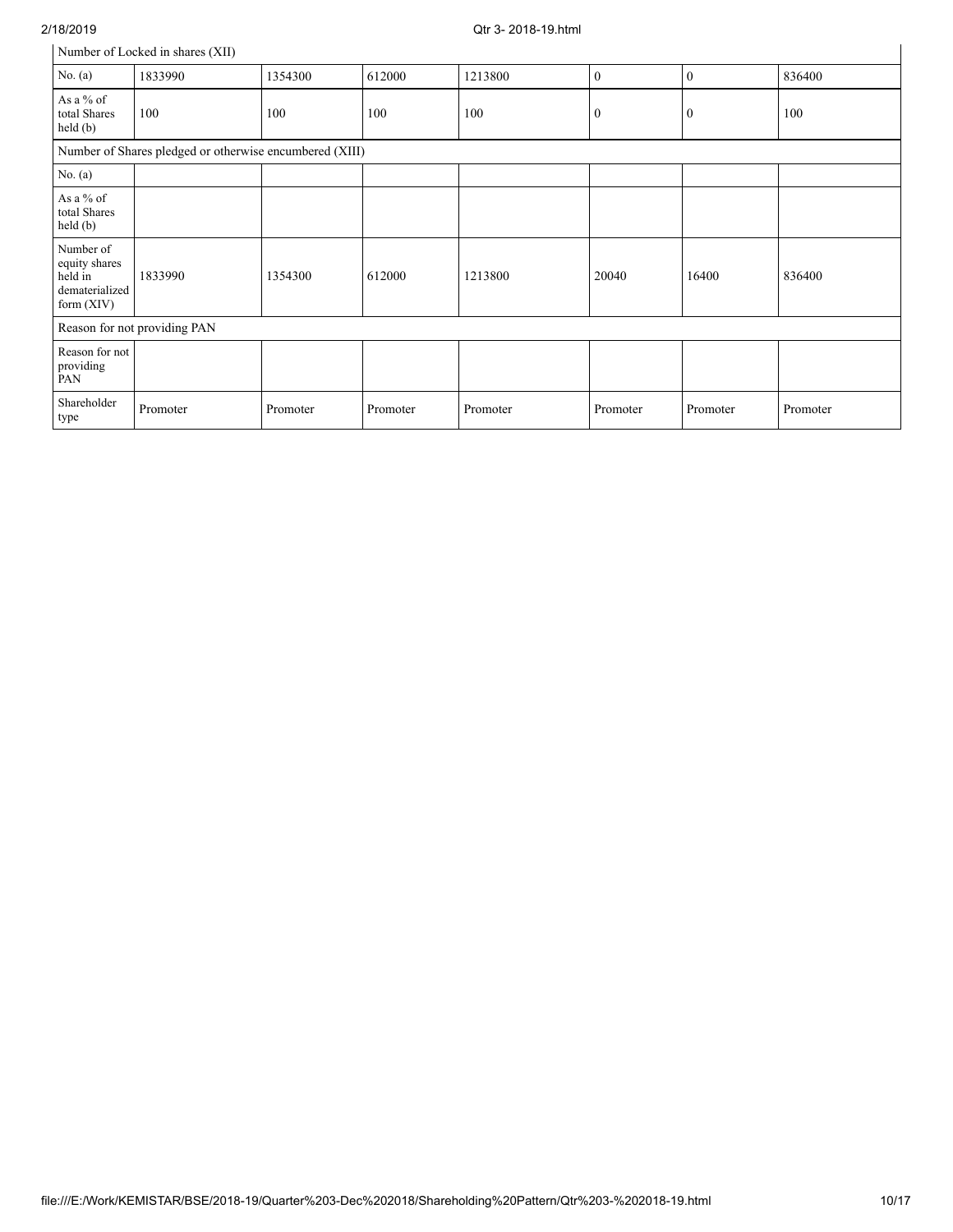| Number of Locked in shares (XII) | | | | | | | |
|---|---|---|---|---|---|---|---|
| No. (a) | 1833990 | 1354300 | 612000 | 1213800 | 0 | 0 | 836400 |
| As a % of total Shares held (b) | 100 | 100 | 100 | 100 | 0 | 0 | 100 |
| Number of Shares pledged or otherwise encumbered (XIII) | | | | | | | |
| No. (a) | | | | | | | |
| As a % of total Shares held (b) | | | | | | | |
| Number of equity shares held in dematerialized form (XIV) | 1833990 | 1354300 | 612000 | 1213800 | 20040 | 16400 | 836400 |
| Reason for not providing PAN | | | | | | | |
| Reason for not providing PAN | | | | | | | |
| Shareholder type | Promoter | Promoter | Promoter | Promoter | Promoter | Promoter | Promoter |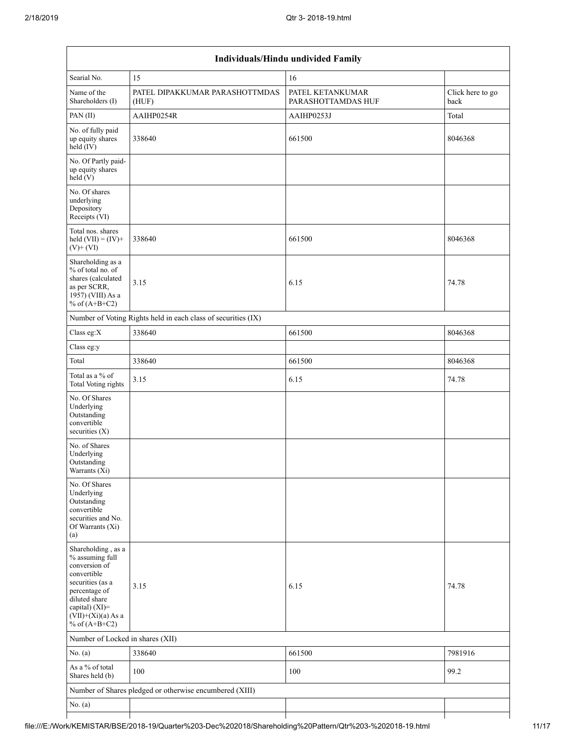| Individuals/Hindu undivided Family | | | |
|---|---|---|---|
| Searial No. | 15 | 16 | |
| Name of the Shareholders (I) | PATEL DIPAKKUMAR PARASHOTTMDAS (HUF) | PATEL KETANKUMAR PARASHOTTAMDAS HUF | Click here to go back |
| PAN (II) | AAIHP0254R | AAIHP0253J | Total |
| No. of fully paid up equity shares held (IV) | 338640 | 661500 | 8046368 |
| No. Of Partly paid-up equity shares held (V) | | | |
| No. Of shares underlying Depository Receipts (VI) | | | |
| Total nos. shares held (VII) = (IV)+ (V)+ (VI) | 338640 | 661500 | 8046368 |
| Shareholding as a % of total no. of shares (calculated as per SCRR, 1957) (VIII) As a % of (A+B+C2) | 3.15 | 6.15 | 74.78 |
| Number of Voting Rights held in each class of securities (IX) | | | |
| Class eg:X | 338640 | 661500 | 8046368 |
| Class eg:y | | | |
| Total | 338640 | 661500 | 8046368 |
| Total as a % of Total Voting rights | 3.15 | 6.15 | 74.78 |
| No. Of Shares Underlying Outstanding convertible securities (X) | | | |
| No. of Shares Underlying Outstanding Warrants (Xi) | | | |
| No. Of Shares Underlying Outstanding convertible securities and No. Of Warrants (Xi) (a) | | | |
| Shareholding , as a % assuming full conversion of convertible securities (as a percentage of diluted share capital) (XI)= (VII)+(Xi)(a) As a % of (A+B+C2) | 3.15 | 6.15 | 74.78 |
| Number of Locked in shares (XII) | | | |
| No. (a) | 338640 | 661500 | 7981916 |
| As a % of total Shares held (b) | 100 | 100 | 99.2 |
| Number of Shares pledged or otherwise encumbered (XIII) | | | |
| No. (a) | | | |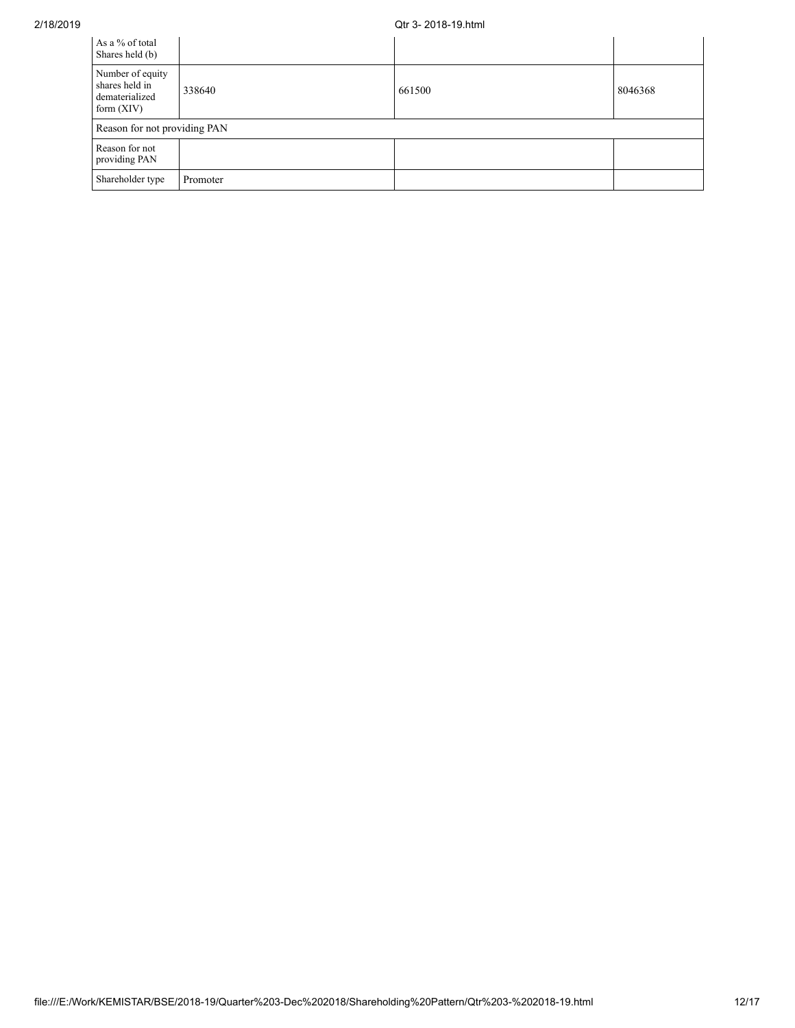| As a % of total Shares held (b) | | | |
|---|---|---|---|
| Number of equity shares held in dematerialized form (XIV) | 338640 | 661500 | 8046368 |
| Reason for not providing PAN | | | |
| Reason for not providing PAN | | | |
| Shareholder type | Promoter | | |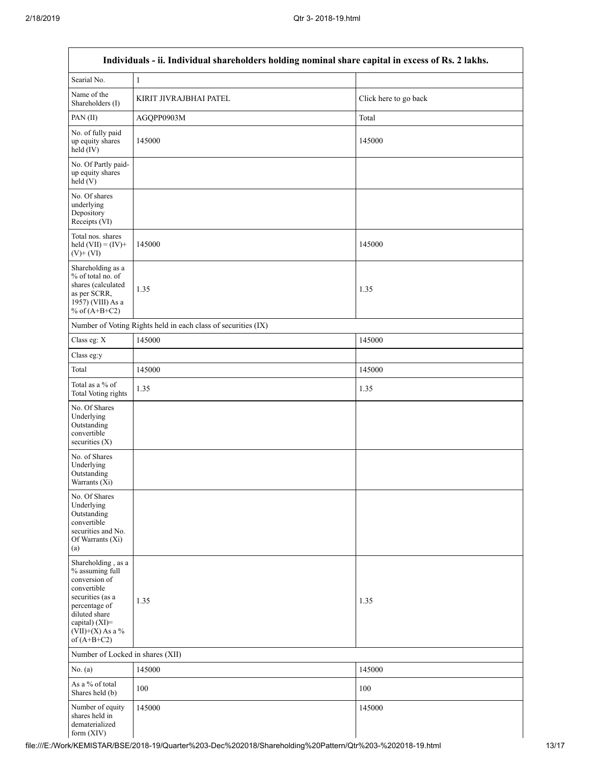| Individuals - ii. Individual shareholders holding nominal share capital in excess of Rs. 2 lakhs. | | |
|---|---|---|
| Searial No. | 1 | |
| Name of the Shareholders (I) | KIRIT JIVRAJBHAI PATEL | Click here to go back |
| PAN (II) | AGQPP0903M | Total |
| No. of fully paid up equity shares held (IV) | 145000 | 145000 |
| No. Of Partly paid-up equity shares held (V) | | |
| No. Of shares underlying Depository Receipts (VI) | | |
| Total nos. shares held (VII) = (IV)+ (V)+ (VI) | 145000 | 145000 |
| Shareholding as a % of total no. of shares (calculated as per SCRR, 1957) (VIII) As a % of (A+B+C2) | 1.35 | 1.35 |
| Number of Voting Rights held in each class of securities (IX) | | |
| Class eg: X | 145000 | 145000 |
| Class eg:y | | |
| Total | 145000 | 145000 |
| Total as a % of Total Voting rights | 1.35 | 1.35 |
| No. Of Shares Underlying Outstanding convertible securities (X) | | |
| No. of Shares Underlying Outstanding Warrants (Xi) | | |
| No. Of Shares Underlying Outstanding convertible securities and No. Of Warrants (Xi) (a) | | |
| Shareholding , as a % assuming full conversion of convertible securities (as a percentage of diluted share capital) (XI)= (VII)+(X) As a % of (A+B+C2) | 1.35 | 1.35 |
| Number of Locked in shares (XII) | | |
| No. (a) | 145000 | 145000 |
| As a % of total Shares held (b) | 100 | 100 |
| Number of equity shares held in dematerialized form (XIV) | 145000 | 145000 |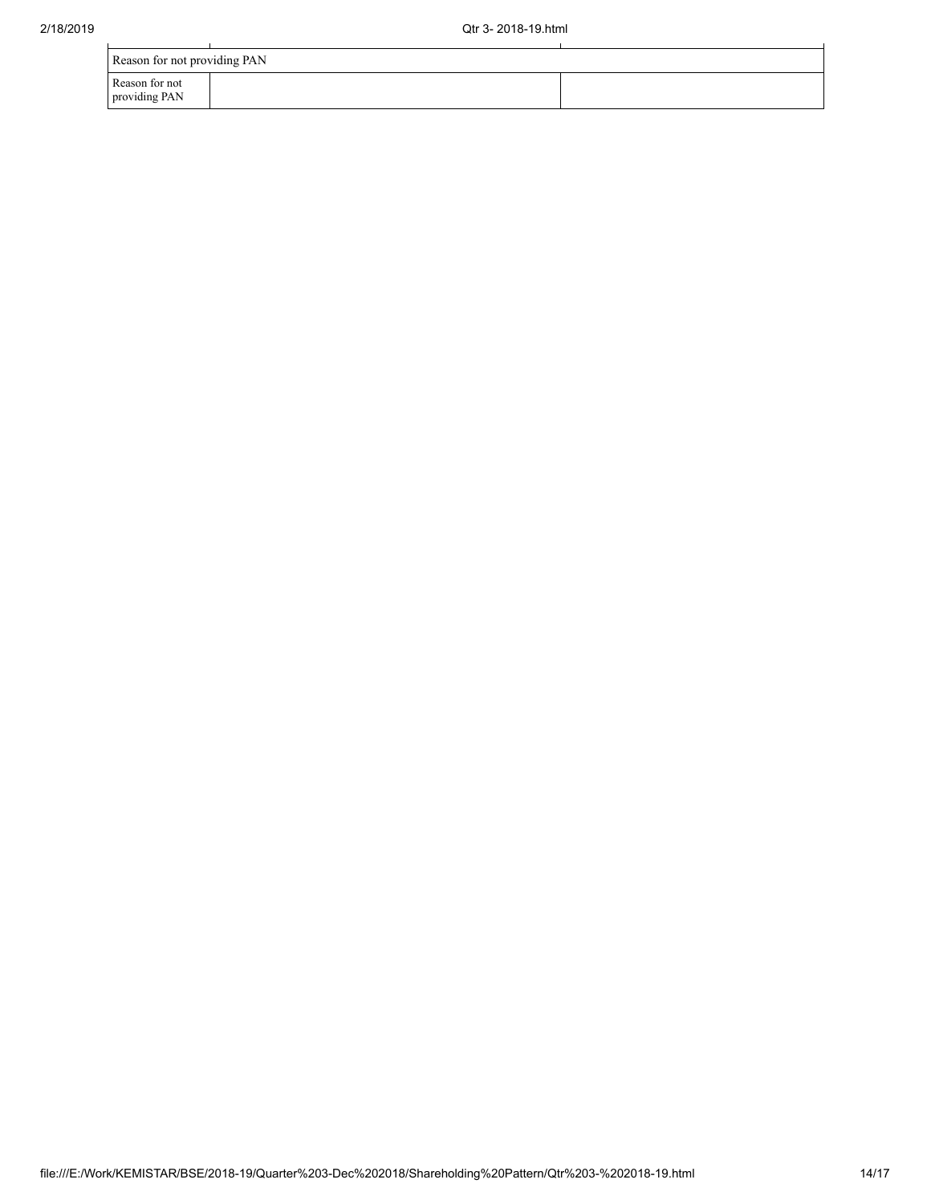| Reason for not providing PAN | | |
|---|---|---|
| Reason for not providing PAN | | |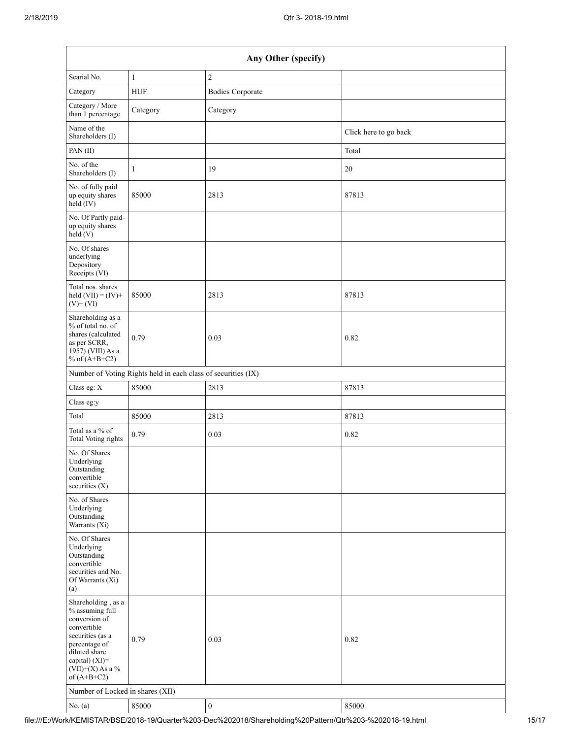| Any Other (specify) | | | |
|---|---|---|---|
| Searial No. | 1 | 2 | |
| Category | HUF | Bodies Corporate | |
| Category / More than 1 percentage | Category | Category | |
| Name of the Shareholders (I) | | | Click here to go back |
| PAN (II) | | | Total |
| No. of the Shareholders (I) | 1 | 19 | 20 |
| No. of fully paid up equity shares held (IV) | 85000 | 2813 | 87813 |
| No. Of Partly paid-up equity shares held (V) | | | |
| No. Of shares underlying Depository Receipts (VI) | | | |
| Total nos. shares held (VII) = (IV)+ (V)+ (VI) | 85000 | 2813 | 87813 |
| Shareholding as a % of total no. of shares (calculated as per SCRR, 1957) (VIII) As a % of (A+B+C2) | 0.79 | 0.03 | 0.82 |
| Number of Voting Rights held in each class of securities (IX) | | | |
| Class eg: X | 85000 | 2813 | 87813 |
| Class eg:y | | | |
| Total | 85000 | 2813 | 87813 |
| Total as a % of Total Voting rights | 0.79 | 0.03 | 0.82 |
| No. Of Shares Underlying Outstanding convertible securities (X) | | | |
| No. of Shares Underlying Outstanding Warrants (Xi) | | | |
| No. Of Shares Underlying Outstanding convertible securities and No. Of Warrants (Xi) (a) | | | |
| Shareholding , as a % assuming full conversion of convertible securities (as a percentage of diluted share capital) (XI)= (VII)+(X) As a % of (A+B+C2) | 0.79 | 0.03 | 0.82 |
| Number of Locked in shares (XII) | | | |
| No. (a) | 85000 | 0 | 85000 |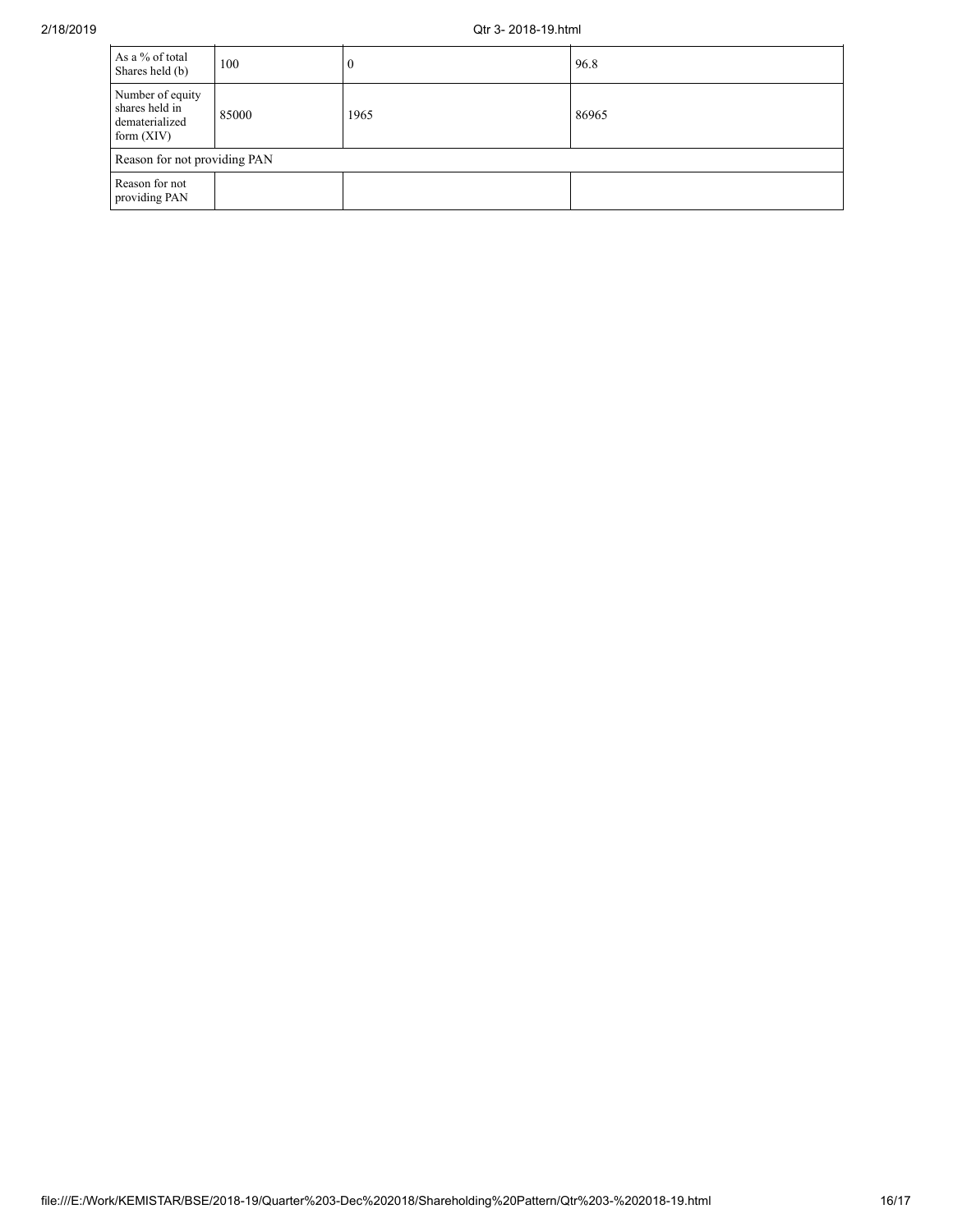| | | | |
|---|---|---|---|
| As a % of total Shares held (b) | 100 | 0 | 96.8 |
| Number of equity shares held in dematerialized form (XIV) | 85000 | 1965 | 86965 |
| Reason for not providing PAN | | | |
| Reason for not providing PAN | | | |